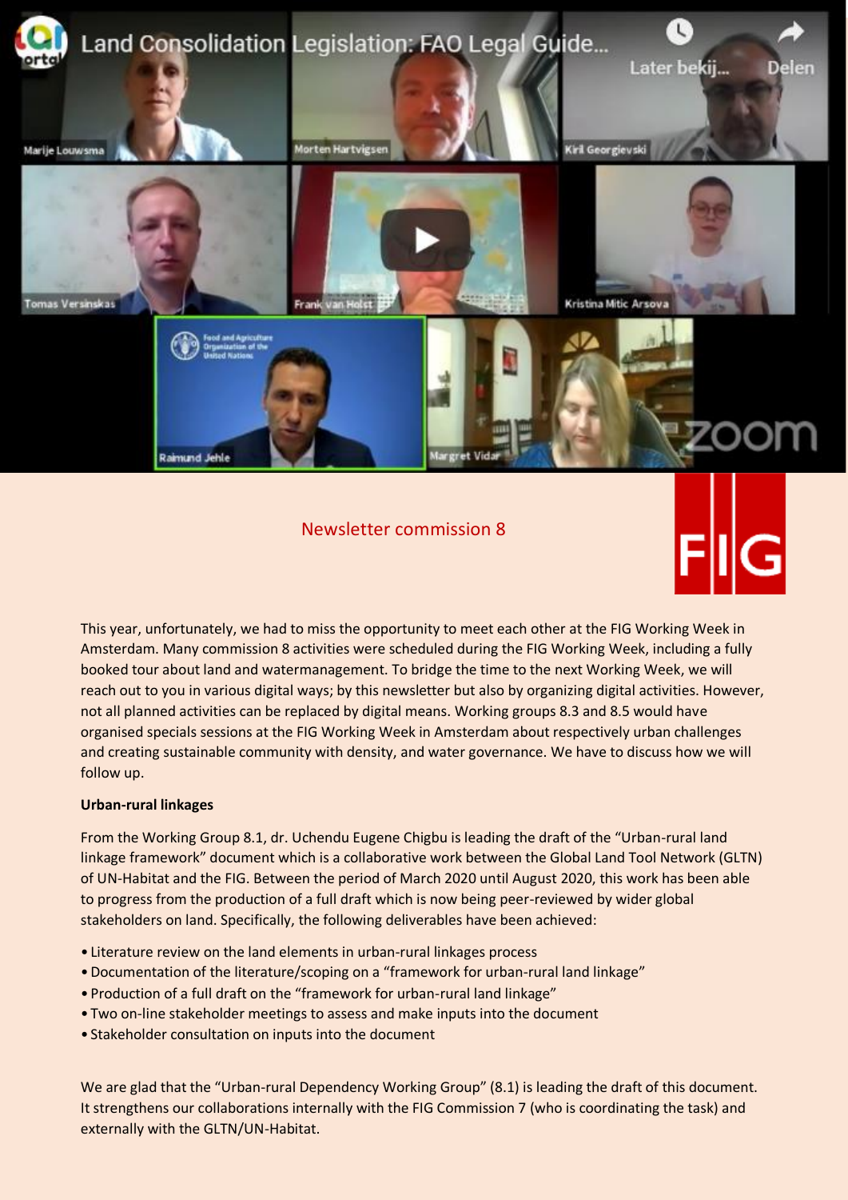## Newsletter commission 8

This year, unfortunately, we had to miss the opportunity to meet each other at the FIG Working Week in Amsterdam. Many commission 8 activities were scheduled during the FIG Working Week, including a fully booked tour about land and watermanagement. To bridge the time to the next Working Week, we will reach out to you in various digital ways; by this newsletter but also by organizing digital activities. However, not all planned activities can be replaced by digital means. Working groups 8.3 and 8.5 would have organised specials sessions at the FIG Working Week in Amsterdam about respectively urban challenges and creating sustainable community with density, and water governance. We have to discuss how we will follow up.

**Urban-rural linkages**

From the Working Group 8.1, dr. Uchendu Eugene Chigbu is leading the draft of the "Urban-rural land linkage framework" document which is a collaborative work between the Global Land Tool Network (GLTN) of UN-Habitat and the FIG. Between the period of March 2020 until August 2020, this work has been able to progress from the production of a full draft which is now being peer-reviewed by wider global stakeholders on land. Specifically, the following deliverables have been achieved:

- Literature review on the land elements in urban-rural linkages process
- Documentation of the literature/scoping on a "framework for urban-rural land linkage"
- Production of a full draft on the "framework for urban-rural land linkage"
- Two on-line stakeholder meetings to assess and make inputs into the document
- Stakeholder consultation on inputs into the document

We are glad that the "Urban-rural Dependency Working Group" (8.1) is leading the draft of this document. It strengthens our collaborations internally with the FIG Commission 7 (who is coordinating the task) and externally with the GLTN/UN-Habitat.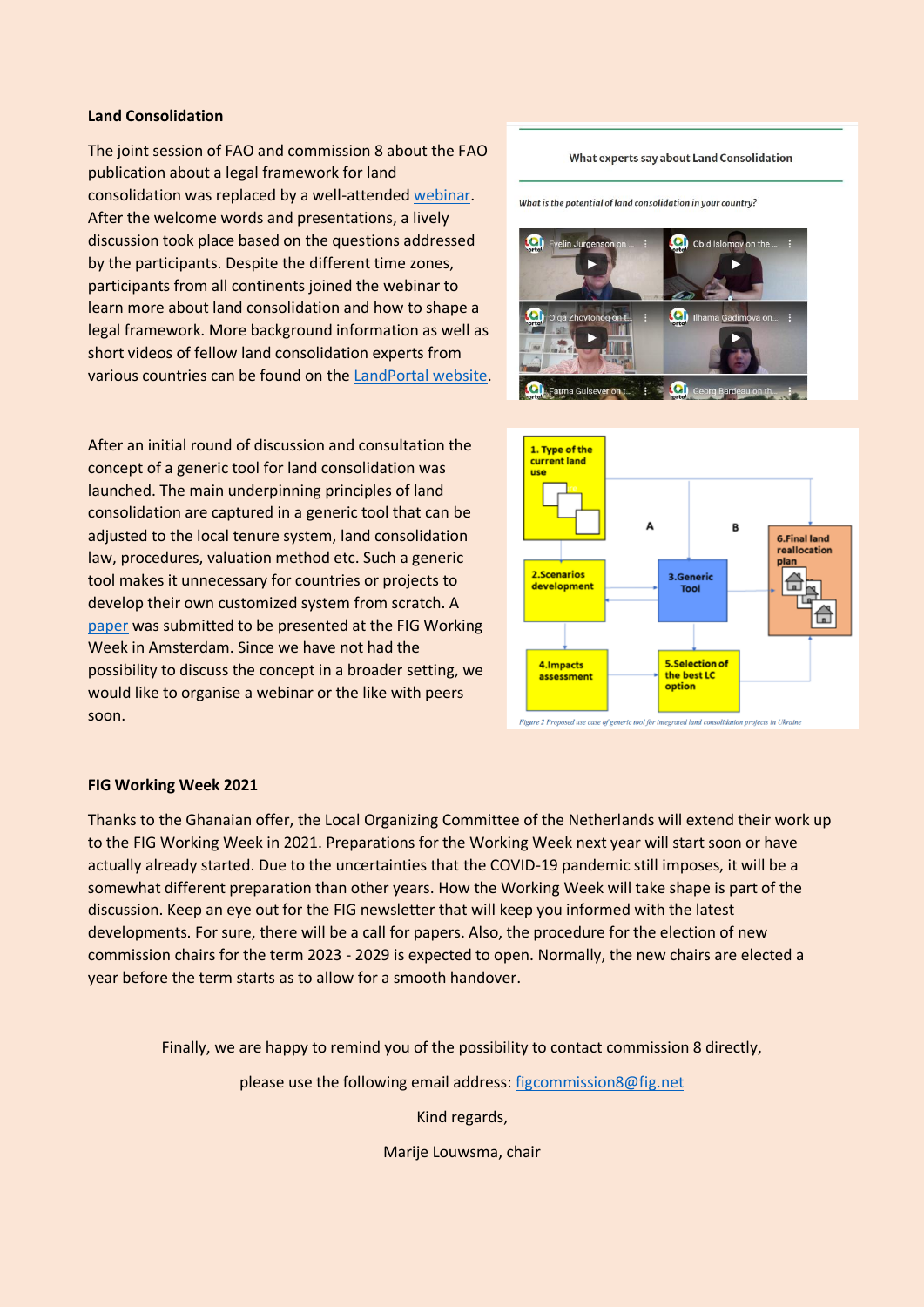**Land Consolidation**

The joint session of FAO and commission 8 about the FAO publication about a legal framework for land consolidation was replaced by a well-attended webinar. After the welcome words and presentations, a lively discussion took place based on the questions addressed by the participants. Despite the different time zones, participants from all continents joined the webinar to learn more about land consolidation and how to shape a legal framework. More background information as well as short videos of fellow land consolidation experts from various countries can be found on the LandPortal website.

What experts say about Land Consolidation

*What is the potential of land consolidation in your country?*

Evelin Jurgenson on ...

Obid Islomov on the ...

Olga Zhovtonog on t...

Ilhama Gadimova on...

Fatma Gulsever on t...

Georg Bardeau on th...

After an initial round of discussion and consultation the concept of a generic tool for land consolidation was launched. The main underpinning principles of land consolidation are captured in a generic tool that can be adjusted to the local tenure system, land consolidation law, procedures, valuation method etc. Such a generic tool makes it unnecessary for countries or projects to develop their own customized system from scratch. A paper was submitted to be presented at the FIG Working Week in Amsterdam. Since we have not had the possibility to discuss the concept in a broader setting, we would like to organise a webinar or the like with peers soon.

1. Type of the current land use

2.Scenarios development

3.Generic Tool

4.Impacts assessment

5.Selection of the best LC option

6.Final land reallocation plan

A

B

*Figure 2 Proposed use case of generic tool for integrated land consolidation projects in Ukraine*

**FIG Working Week 2021**

Thanks to the Ghanaian offer, the Local Organizing Committee of the Netherlands will extend their work up to the FIG Working Week in 2021. Preparations for the Working Week next year will start soon or have actually already started. Due to the uncertainties that the COVID-19 pandemic still imposes, it will be a somewhat different preparation than other years. How the Working Week will take shape is part of the discussion. Keep an eye out for the FIG newsletter that will keep you informed with the latest developments. For sure, there will be a call for papers. Also, the procedure for the election of new commission chairs for the term 2023 - 2029 is expected to open. Normally, the new chairs are elected a year before the term starts as to allow for a smooth handover.

Finally, we are happy to remind you of the possibility to contact commission 8 directly,

please use the following email address: figcommission8@fig.net

Kind regards,

Marije Louwsma, chair